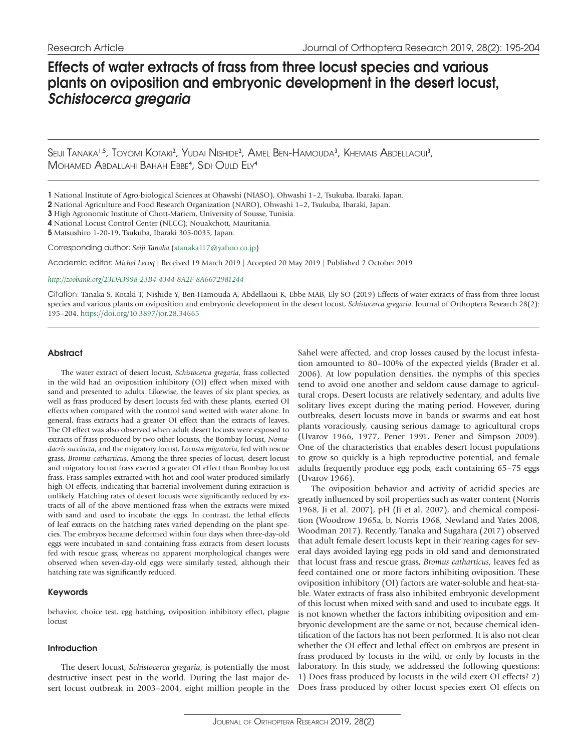Research Article

# Effects of water extracts of frass from three locust species and various plants on oviposition and embryonic development in the desert locust, *Schistocerca gregaria*

Seiji Tanaka[1,5], Toyomi Kotaki[2], Yudai Nishide[2], Amel Ben-Hamouda[3], Khemais Abdellaoui[3], Mohamed Abdallahi Bahah Ebbe[4], Sidi Ould Ely[4]

**1** National Institute of Agro-biological Sciences at Ohawshi (NIASO), Ohwashi 1–2, Tsukuba, Ibaraki, Japan.
**2** National Agriculture and Food Research Organization (NARO), Ohwashi 1–2, Tsukuba, Ibaraki, Japan.
**3** High Agronomic Institute of Chott-Mariem, University of Sousse, Tunisia.
**4** National Locust Control Center (NLCC); Nouakchott, Mauritania.
**5** Matsushiro 1-20-19, Tsukuba, Ibaraki 305-0035, Japan.

Corresponding author: *Seiji Tanaka* (stanaka117@yahoo.co.jp)

Academic editor: *Michel Lecoq* | Received 19 March 2019 | Accepted 20 May 2019 | Published 2 October 2019

*http://zoobank.org/23DA3998-23B4-4344-8A2F-8A6672981244*

Citation: Tanaka S, Kotaki T, Nishide Y, Ben-Hamouda A, Abdellaoui K, Ebbe MAB, Ely SO (2019) Effects of water extracts of frass from three locust species and various plants on oviposition and embryonic development in the desert locust, *Schistocerca gregaria*. Journal of Orthoptera Research 28(2): 195–204. https://doi.org/10.3897/jor.28.34665

## Abstract

The water extract of desert locust, *Schistocerca gregaria*, frass collected in the wild had an oviposition inhibitory (OI) effect when mixed with sand and presented to adults. Likewise, the leaves of six plant species, as well as frass produced by desert locusts fed with these plants, exerted OI effects when compared with the control sand wetted with water alone. In general, frass extracts had a greater OI effect than the extracts of leaves. The OI effect was also observed when adult desert locusts were exposed to extracts of frass produced by two other locusts, the Bombay locust, *Nomadacris succincta*, and the migratory locust, *Locusta migratoria*, fed with rescue grass, *Bromus catharticus*. Among the three species of locust, desert locust and migratory locust frass exerted a greater OI effect than Bombay locust frass. Frass samples extracted with hot and cool water produced similarly high OI effects, indicating that bacterial involvement during extraction is unlikely. Hatching rates of desert locusts were significantly reduced by extracts of all of the above mentioned frass when the extracts were mixed with sand and used to incubate the eggs. In contrast, the lethal effects of leaf extracts on the hatching rates varied depending on the plant species. The embryos became deformed within four days when three-day-old eggs were incubated in sand containing frass extracts from desert locusts fed with rescue grass, whereas no apparent morphological changes were observed when seven-day-old eggs were similarly tested, although their hatching rate was significantly reduced.

## Keywords

behavior, choice test, egg hatching, oviposition inhibitory effect, plague locust

## Introduction

The desert locust, *Schistocerca gregaria*, is potentially the most destructive insect pest in the world. During the last major desert locust outbreak in 2003–2004, eight million people in the Sahel were affected, and crop losses caused by the locust infestation amounted to 80–100% of the expected yields (Brader et al. 2006). At low population densities, the nymphs of this species tend to avoid one another and seldom cause damage to agricultural crops. Desert locusts are relatively sedentary, and adults live solitary lives except during the mating period. However, during outbreaks, desert locusts move in bands or swarms and eat host plants voraciously, causing serious damage to agricultural crops (Uvarov 1966, 1977, Pener 1991, Pener and Simpson 2009). One of the characteristics that enables desert locust populations to grow so quickly is a high reproductive potential, and female adults frequently produce egg pods, each containing 65–75 eggs (Uvarov 1966).

The oviposition behavior and activity of acridid species are greatly influenced by soil properties such as water content (Norris 1968, Ji et al. 2007), pH (Ji et al. 2007), and chemical composition (Woodrow 1965a, b, Norris 1968, Newland and Yates 2008, Woodman 2017). Recently, Tanaka and Sugahara (2017) observed that adult female desert locusts kept in their rearing cages for several days avoided laying egg pods in old sand and demonstrated that locust frass and rescue grass, *Bromus catharticus*, leaves fed as feed contained one or more factors inhibiting oviposition. These oviposition inhibitory (OI) factors are water-soluble and heat-stable. Water extracts of frass also inhibited embryonic development of this locust when mixed with sand and used to incubate eggs. It is not known whether the factors inhibiting oviposition and embryonic development are the same or not, because chemical identification of the factors has not been performed. It is also not clear whether the OI effect and lethal effect on embryos are present in frass produced by locusts in the wild, or only by locusts in the laboratory. In this study, we addressed the following questions: 1) Does frass produced by locusts in the wild exert OI effects? 2) Does frass produced by other locust species exert OI effects on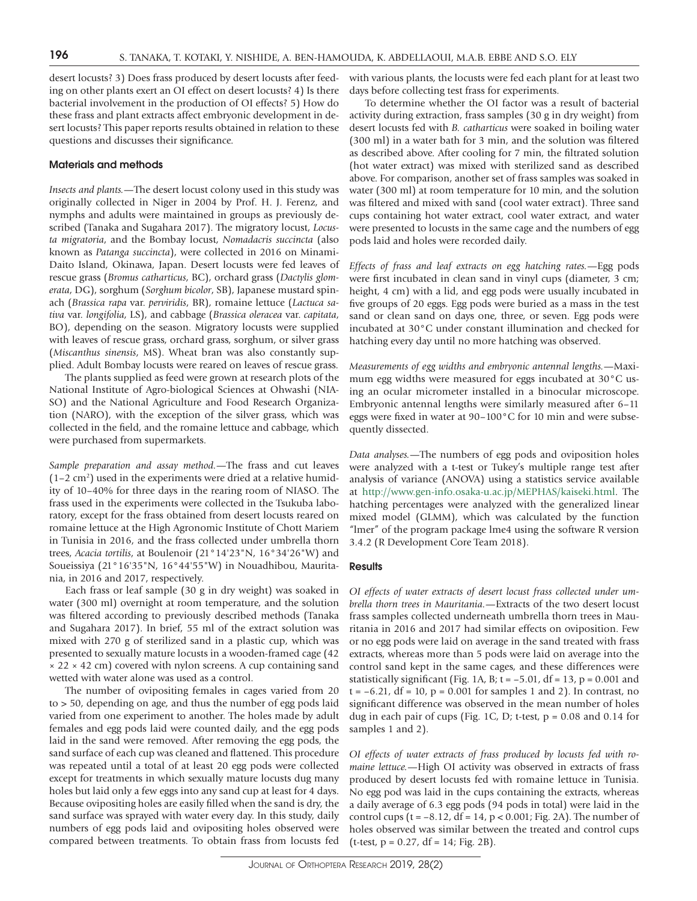desert locusts? 3) Does frass produced by desert locusts after feeding on other plants exert an OI effect on desert locusts? 4) Is there bacterial involvement in the production of OI effects? 5) How do these frass and plant extracts affect embryonic development in desert locusts? This paper reports results obtained in relation to these questions and discusses their significance.

## Materials and methods

*Insects and plants.*—The desert locust colony used in this study was originally collected in Niger in 2004 by Prof. H. J. Ferenz, and nymphs and adults were maintained in groups as previously described (Tanaka and Sugahara 2017). The migratory locust, *Locusta migratoria*, and the Bombay locust, *Nomadacris succincta* (also known as *Patanga succincta*), were collected in 2016 on Minami-Daito Island, Okinawa, Japan. Desert locusts were fed leaves of rescue grass (*Bromus catharticus*, BC), orchard grass (*Dactylis glomerata*, DG), sorghum (*Sorghum bicolor*, SB), Japanese mustard spinach (*Brassica rapa* var. *perviridis*, BR), romaine lettuce (*Lactuca sativa* var. *longifolia*, LS), and cabbage (*Brassica oleracea* var. *capitata*, BO), depending on the season. Migratory locusts were supplied with leaves of rescue grass, orchard grass, sorghum, or silver grass (*Miscanthus sinensis*, MS). Wheat bran was also constantly supplied. Adult Bombay locusts were reared on leaves of rescue grass.

The plants supplied as feed were grown at research plots of the National Institute of Agro-biological Sciences at Ohwashi (NIASO) and the National Agriculture and Food Research Organization (NARO), with the exception of the silver grass, which was collected in the field, and the romaine lettuce and cabbage, which were purchased from supermarkets.

*Sample preparation and assay method.*—The frass and cut leaves (1–2 $cm^2$) used in the experiments were dried at a relative humidity of 10–40% for three days in the rearing room of NIASO. The frass used in the experiments were collected in the Tsukuba laboratory, except for the frass obtained from desert locusts reared on romaine lettuce at the High Agronomic Institute of Chott Mariem in Tunisia in 2016, and the frass collected under umbrella thorn trees, *Acacia tortilis*, at Boulenoir (21°14'23"N, 16°34'26"W) and Soueissiya (21°16'35"N, 16°44'55"W) in Nouadhibou, Mauritania, in 2016 and 2017, respectively.

Each frass or leaf sample (30 g in dry weight) was soaked in water (300 ml) overnight at room temperature, and the solution was filtered according to previously described methods (Tanaka and Sugahara 2017). In brief, 55 ml of the extract solution was mixed with 270 g of sterilized sand in a plastic cup, which was presented to sexually mature locusts in a wooden-framed cage (42 × 22 × 42 cm) covered with nylon screens. A cup containing sand wetted with water alone was used as a control.

The number of ovipositing females in cages varied from 20 to > 50, depending on age, and thus the number of egg pods laid varied from one experiment to another. The holes made by adult females and egg pods laid were counted daily, and the egg pods laid in the sand were removed. After removing the egg pods, the sand surface of each cup was cleaned and flattened. This procedure was repeated until a total of at least 20 egg pods were collected except for treatments in which sexually mature locusts dug many holes but laid only a few eggs into any sand cup at least for 4 days. Because ovipositing holes are easily filled when the sand is dry, the sand surface was sprayed with water every day. In this study, daily numbers of egg pods laid and ovipositing holes observed were compared between treatments. To obtain frass from locusts fed with various plants, the locusts were fed each plant for at least two days before collecting test frass for experiments.

To determine whether the OI factor was a result of bacterial activity during extraction, frass samples (30 g in dry weight) from desert locusts fed with *B. catharticus* were soaked in boiling water (300 ml) in a water bath for 3 min, and the solution was filtered as described above. After cooling for 7 min, the filtrated solution (hot water extract) was mixed with sterilized sand as described above. For comparison, another set of frass samples was soaked in water (300 ml) at room temperature for 10 min, and the solution was filtered and mixed with sand (cool water extract). Three sand cups containing hot water extract, cool water extract, and water were presented to locusts in the same cage and the numbers of egg pods laid and holes were recorded daily.

*Effects of frass and leaf extracts on egg hatching rates.*—Egg pods were first incubated in clean sand in vinyl cups (diameter, 3 cm; height, 4 cm) with a lid, and egg pods were usually incubated in five groups of 20 eggs. Egg pods were buried as a mass in the test sand or clean sand on days one, three, or seven. Egg pods were incubated at 30°C under constant illumination and checked for hatching every day until no more hatching was observed.

*Measurements of egg widths and embryonic antennal lengths.*—Maximum egg widths were measured for eggs incubated at 30°C using an ocular micrometer installed in a binocular microscope. Embryonic antennal lengths were similarly measured after 6–11 eggs were fixed in water at 90–100°C for 10 min and were subsequently dissected.

*Data analyses.*—The numbers of egg pods and oviposition holes were analyzed with a t-test or Tukey's multiple range test after analysis of variance (ANOVA) using a statistics service available at http://www.gen-info.osaka-u.ac.jp/MEPHAS/kaiseki.html. The hatching percentages were analyzed with the generalized linear mixed model (GLMM), which was calculated by the function "lmer" of the program package lme4 using the software R version 3.4.2 (R Development Core Team 2018).

## Results

*OI effects of water extracts of desert locust frass collected under umbrella thorn trees in Mauritania.*—Extracts of the two desert locust frass samples collected underneath umbrella thorn trees in Mauritania in 2016 and 2017 had similar effects on oviposition. Few or no egg pods were laid on average in the sand treated with frass extracts, whereas more than 5 pods were laid on average into the control sand kept in the same cages, and these differences were statistically significant (Fig. 1A, B; $t = -5.01$, $df = 13$, $p = 0.001$ and $t = -6.21$, $df = 10$, $p = 0.001$ for samples 1 and 2). In contrast, no significant difference was observed in the mean number of holes dug in each pair of cups (Fig. 1C, D; t-test, $p = 0.08$ and $0.14$ for samples 1 and 2).

*OI effects of water extracts of frass produced by locusts fed with romaine lettuce.*—High OI activity was observed in extracts of frass produced by desert locusts fed with romaine lettuce in Tunisia. No egg pod was laid in the cups containing the extracts, whereas a daily average of 6.3 egg pods (94 pods in total) were laid in the control cups ($t = -8.12$, $df = 14$, $p < 0.001$; Fig. 2A). The number of holes observed was similar between the treated and control cups (t-test, $p = 0.27$, $df = 14$; Fig. 2B).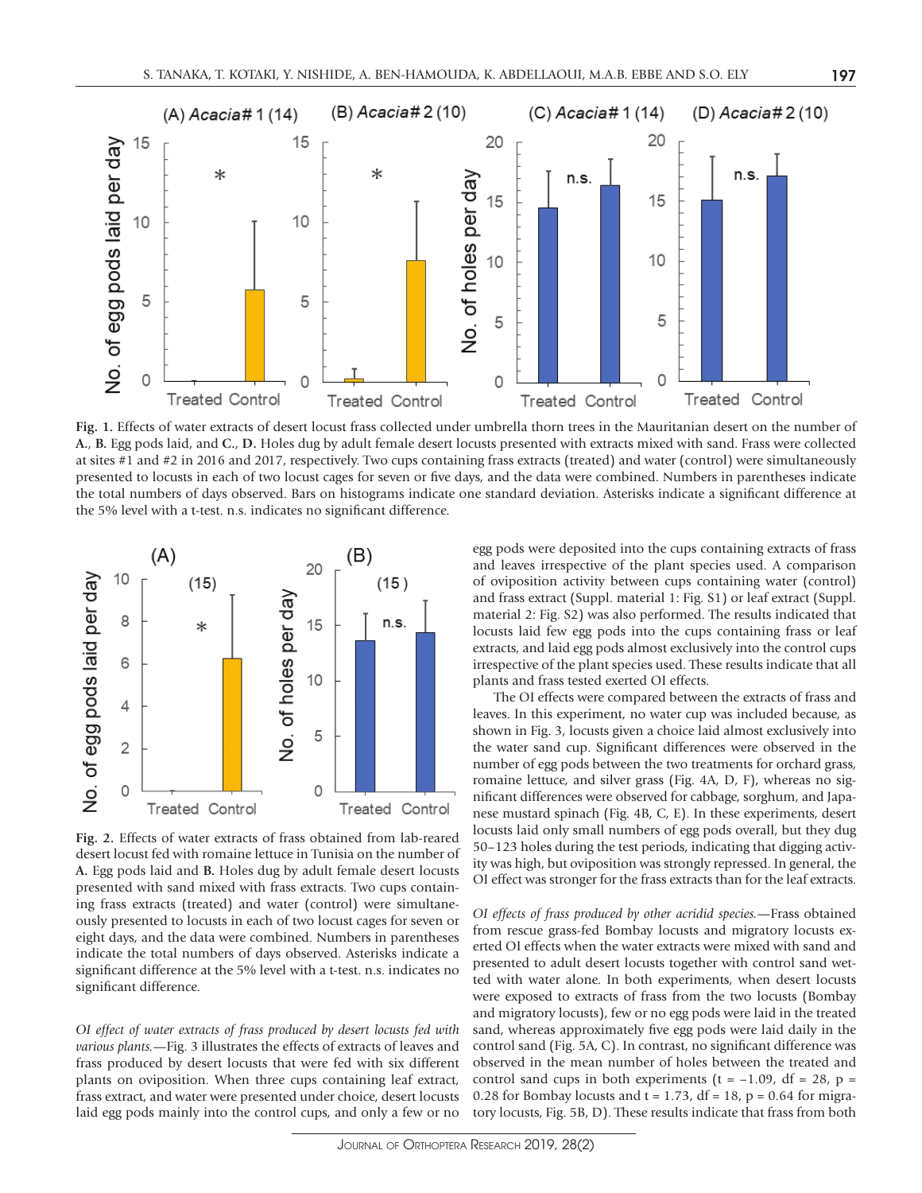**Fig. 1.** Effects of water extracts of desert locust frass collected under umbrella thorn trees in the Mauritanian desert on the number of **A.**, **B.** Egg pods laid, and **C.**, **D.** Holes dug by adult female desert locusts presented with extracts mixed with sand. Frass were collected at sites #1 and #2 in 2016 and 2017, respectively. Two cups containing frass extracts (treated) and water (control) were simultaneously presented to locusts in each of two locust cages for seven or five days, and the data were combined. Numbers in parentheses indicate the total numbers of days observed. Bars on histograms indicate one standard deviation. Asterisks indicate a significant difference at the 5% level with a t-test. n.s. indicates no significant difference.

**Fig. 2.** Effects of water extracts of frass obtained from lab-reared desert locust fed with romaine lettuce in Tunisia on the number of **A.** Egg pods laid and **B.** Holes dug by adult female desert locusts presented with sand mixed with frass extracts. Two cups containing frass extracts (treated) and water (control) were simultaneously presented to locusts in each of two locust cages for seven or eight days, and the data were combined. Numbers in parentheses indicate the total numbers of days observed. Asterisks indicate a significant difference at the 5% level with a t-test. n.s. indicates no significant difference.

*OI effect of water extracts of frass produced by desert locusts fed with various plants.*—Fig. 3 illustrates the effects of extracts of leaves and frass produced by desert locusts that were fed with six different plants on oviposition. When three cups containing leaf extract, frass extract, and water were presented under choice, desert locusts laid egg pods mainly into the control cups, and only a few or no egg pods were deposited into the cups containing extracts of frass and leaves irrespective of the plant species used. A comparison of oviposition activity between cups containing water (control) and frass extract (Suppl. material 1: Fig. S1) or leaf extract (Suppl. material 2: Fig. S2) was also performed. The results indicated that locusts laid few egg pods into the cups containing frass or leaf extracts, and laid egg pods almost exclusively into the control cups irrespective of the plant species used. These results indicate that all plants and frass tested exerted OI effects.

The OI effects were compared between the extracts of frass and leaves. In this experiment, no water cup was included because, as shown in Fig. 3, locusts given a choice laid almost exclusively into the water sand cup. Significant differences were observed in the number of egg pods between the two treatments for orchard grass, romaine lettuce, and silver grass (Fig. 4A, D, F), whereas no significant differences were observed for cabbage, sorghum, and Japanese mustard spinach (Fig. 4B, C, E). In these experiments, desert locusts laid only small numbers of egg pods overall, but they dug 50–123 holes during the test periods, indicating that digging activity was high, but oviposition was strongly repressed. In general, the OI effect was stronger for the frass extracts than for the leaf extracts.

*OI effects of frass produced by other acridid species.*—Frass obtained from rescue grass-fed Bombay locusts and migratory locusts exerted OI effects when the water extracts were mixed with sand and presented to adult desert locusts together with control sand wetted with water alone. In both experiments, when desert locusts were exposed to extracts of frass from the two locusts (Bombay and migratory locusts), few or no egg pods were laid in the treated sand, whereas approximately five egg pods were laid daily in the control sand (Fig. 5A, C). In contrast, no significant difference was observed in the mean number of holes between the treated and control sand cups in both experiments ($t = -1.09$, $df = 28$, $p = 0.28$ for Bombay locusts and $t = 1.73$, $df = 18$, $p = 0.64$ for migratory locusts, Fig. 5B, D). These results indicate that frass from both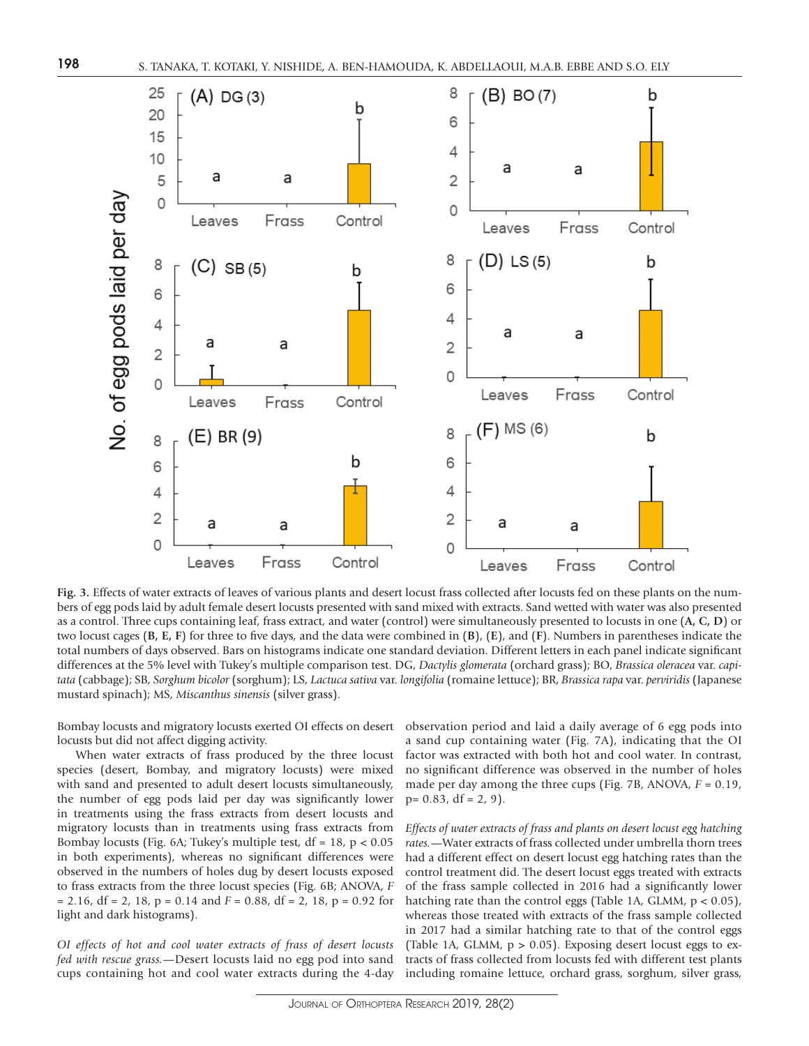**Fig. 3.** Effects of water extracts of leaves of various plants and desert locust frass collected after locusts fed on these plants on the numbers of egg pods laid by adult female desert locusts presented with sand mixed with extracts. Sand wetted with water was also presented as a control. Three cups containing leaf, frass extract, and water (control) were simultaneously presented to locusts in one (**A, C, D**) or two locust cages (**B, E, F**) for three to five days, and the data were combined in (**B**), (**E**), and (**F**). Numbers in parentheses indicate the total numbers of days observed. Bars on histograms indicate one standard deviation. Different letters in each panel indicate significant differences at the 5% level with Tukey's multiple comparison test. DG, *Dactylis glomerata* (orchard grass); BO, *Brassica oleracea* var. *capitata* (cabbage); SB, *Sorghum bicolor* (sorghum); LS, *Lactuca sativa* var. *longifolia* (romaine lettuce); BR, *Brassica rapa* var. *perviridis* (Japanese mustard spinach); MS, *Miscanthus sinensis* (silver grass).

Bombay locusts and migratory locusts exerted OI effects on desert locusts but did not affect digging activity.

When water extracts of frass produced by the three locust species (desert, Bombay, and migratory locusts) were mixed with sand and presented to adult desert locusts simultaneously, the number of egg pods laid per day was significantly lower in treatments using the frass extracts from desert locusts and migratory locusts than in treatments using frass extracts from Bombay locusts (Fig. 6A; Tukey's multiple test, df = 18, $p < 0.05$ in both experiments), whereas no significant differences were observed in the numbers of holes dug by desert locusts exposed to frass extracts from the three locust species (Fig. 6B; ANOVA, $F = 2.16$, df = 2, 18, p = 0.14 and $F = 0.88$, df = 2, 18, p = 0.92 for light and dark histograms).

*OI effects of hot and cool water extracts of frass of desert locusts fed with rescue grass.*—Desert locusts laid no egg pod into sand cups containing hot and cool water extracts during the 4-day observation period and laid a daily average of 6 egg pods into a sand cup containing water (Fig. 7A), indicating that the OI factor was extracted with both hot and cool water. In contrast, no significant difference was observed in the number of holes made per day among the three cups (Fig. 7B, ANOVA, $F = 0.19$, p= 0.83, df = 2, 9).

*Effects of water extracts of frass and plants on desert locust egg hatching rates.*—Water extracts of frass collected under umbrella thorn trees had a different effect on desert locust egg hatching rates than the control treatment did. The desert locust eggs treated with extracts of the frass sample collected in 2016 had a significantly lower hatching rate than the control eggs (Table 1A, GLMM, $p < 0.05$), whereas those treated with extracts of the frass sample collected in 2017 had a similar hatching rate to that of the control eggs (Table 1A, GLMM, $p > 0.05$). Exposing desert locust eggs to extracts of frass collected from locusts fed with different test plants including romaine lettuce, orchard grass, sorghum, silver grass,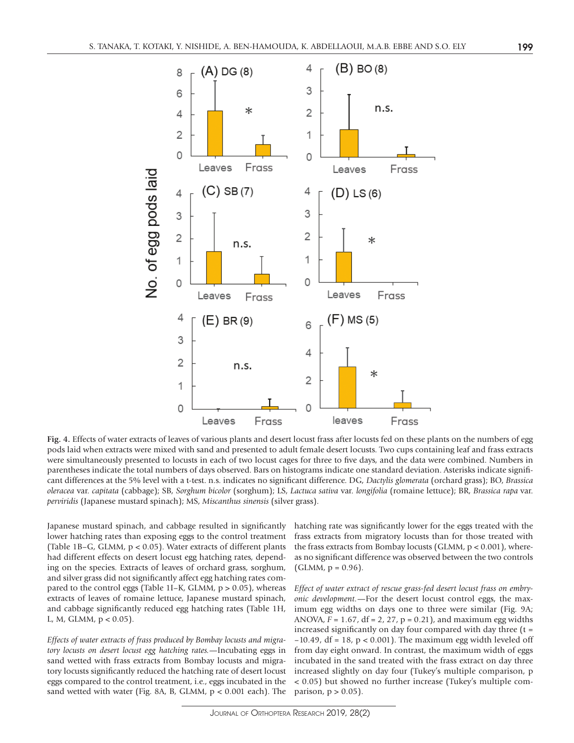**Fig. 4.** Effects of water extracts of leaves of various plants and desert locust frass after locusts fed on these plants on the numbers of egg pods laid when extracts were mixed with sand and presented to adult female desert locusts. Two cups containing leaf and frass extracts were simultaneously presented to locusts in each of two locust cages for three to five days, and the data were combined. Numbers in parentheses indicate the total numbers of days observed. Bars on histograms indicate one standard deviation. Asterisks indicate significant differences at the 5% level with a t-test. n.s. indicates no significant difference. DG, *Dactylis glomerata* (orchard grass); BO, *Brassica oleracea* var. *capitata* (cabbage); SB, *Sorghum bicolor* (sorghum); LS, *Lactuca sativa* var. *longifolia* (romaine lettuce); BR, *Brassica rapa* var. *perviridis* (Japanese mustard spinach); MS, *Miscanthus sinensis* (silver grass).

Japanese mustard spinach, and cabbage resulted in significantly lower hatching rates than exposing eggs to the control treatment (Table 1B–G, GLMM, $p < 0.05$). Water extracts of different plants had different effects on desert locust egg hatching rates, depending on the species. Extracts of leaves of orchard grass, sorghum, and silver grass did not significantly affect egg hatching rates compared to the control eggs (Table 1I–K, GLMM, $p > 0.05$), whereas extracts of leaves of romaine lettuce, Japanese mustard spinach, and cabbage significantly reduced egg hatching rates (Table 1H, L, M, GLMM, $p < 0.05$).

*Effects of water extracts of frass produced by Bombay locusts and migratory locusts on desert locust egg hatching rates.*—Incubating eggs in sand wetted with frass extracts from Bombay locusts and migratory locusts significantly reduced the hatching rate of desert locust eggs compared to the control treatment, i.e., eggs incubated in the sand wetted with water (Fig. 8A, B, GLMM, $p < 0.001$ each). The hatching rate was significantly lower for the eggs treated with the frass extracts from migratory locusts than for those treated with the frass extracts from Bombay locusts (GLMM, $p < 0.001$), whereas no significant difference was observed between the two controls (GLMM, $p = 0.96$).

*Effect of water extract of rescue grass-fed desert locust frass on embryonic development.*—For the desert locust control eggs, the maximum egg widths on days one to three were similar (Fig. 9A; ANOVA, $F = 1.67$, df = 2, 27, $p = 0.21$), and maximum egg widths increased significantly on day four compared with day three ($t = -10.49$, df = 18, $p < 0.001$). The maximum egg width leveled off from day eight onward. In contrast, the maximum width of eggs incubated in the sand treated with the frass extract on day three increased slightly on day four (Tukey's multiple comparison, $p < 0.05$) but showed no further increase (Tukey's multiple comparison, $p > 0.05$).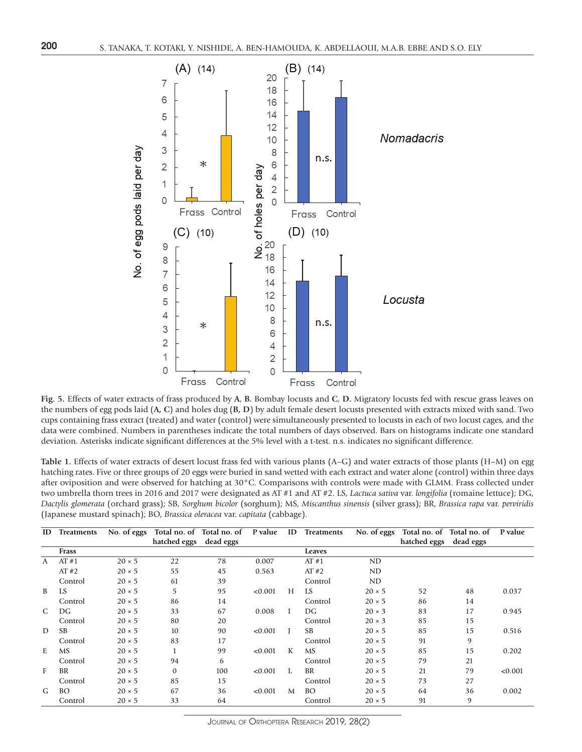**Fig. 5.** Effects of water extracts of frass produced by **A**, **B.** Bombay locusts and **C**, **D.** Migratory locusts fed with rescue grass leaves on the numbers of egg pods laid (**A, C**) and holes dug (**B, D**) by adult female desert locusts presented with extracts mixed with sand. Two cups containing frass extract (treated) and water (control) were simultaneously presented to locusts in each of two locust cages, and the data were combined. Numbers in parentheses indicate the total numbers of days observed. Bars on histograms indicate one standard deviation. Asterisks indicate significant differences at the 5% level with a t-test. n.s. indicates no significant difference.

**Table 1.** Effects of water extracts of desert locust frass fed with various plants (A–G) and water extracts of those plants (H–M) on egg hatching rates. Five or three groups of 20 eggs were buried in sand wetted with each extract and water alone (control) within three days after oviposition and were observed for hatching at 30°C. Comparisons with controls were made with GLMM. Frass collected under two umbrella thorn trees in 2016 and 2017 were designated as AT #1 and AT #2. LS, *Lactuca sativa* var. *longifolia* (romaine lettuce); DG, *Dactylis glomerata* (orchard grass); SB, *Sorghum bicolor* (sorghum); MS, *Miscanthus sinensis* (silver grass); BR, *Brassica rapa* var. *perviridis* (Japanese mustard spinach); BO, *Brassica oleracea* var. *capitata* (cabbage).

| ID | Treatments | No. of eggs | Total no. of hatched eggs | Total no. of dead eggs | P value | ID | Treatments | No. of eggs | Total no. of hatched eggs | Total no. of dead eggs | P value |
|---|---|---|---|---|---|---|---|---|---|---|---|
| | **Frass** | | | | | | **Leaves** | | | | |
| A | AT #1 | 20 × 5 | 22 | 78 | 0.007 | | AT #1 | ND | | | |
| | AT #2 | 20 × 5 | 55 | 45 | 0.563 | | AT #2 | ND | | | |
| | Control | 20 × 5 | 61 | 39 | | | Control | ND | | | |
| B | LS | 20 × 5 | 5 | 95 | <0.001 | H | LS | 20 × 5 | 52 | 48 | 0.037 |
| | Control | 20 × 5 | 86 | 14 | | | Control | 20 × 5 | 86 | 14 | |
| C | DG | 20 × 5 | 33 | 67 | 0.008 | I | DG | 20 × 3 | 83 | 17 | 0.945 |
| | Control | 20 × 5 | 80 | 20 | | | Control | 20 × 3 | 85 | 15 | |
| D | SB | 20 × 5 | 10 | 90 | <0.001 | J | SB | 20 × 5 | 85 | 15 | 0.516 |
| | Control | 20 × 5 | 83 | 17 | | | Control | 20 × 5 | 91 | 9 | |
| E | MS | 20 × 5 | 1 | 99 | <0.001 | K | MS | 20 × 5 | 85 | 15 | 0.202 |
| | Control | 20 × 5 | 94 | 6 | | | Control | 20 × 5 | 79 | 21 | |
| F | BR | 20 × 5 | 0 | 100 | <0.001 | L | BR | 20 × 5 | 21 | 79 | <0.001 |
| | Control | 20 × 5 | 85 | 15 | | | Control | 20 × 5 | 73 | 27 | |
| G | BO | 20 × 5 | 67 | 36 | <0.001 | M | BO | 20 × 5 | 64 | 36 | 0.002 |
| | Control | 20 × 5 | 33 | 64 | | | Control | 20 × 5 | 91 | 9 | |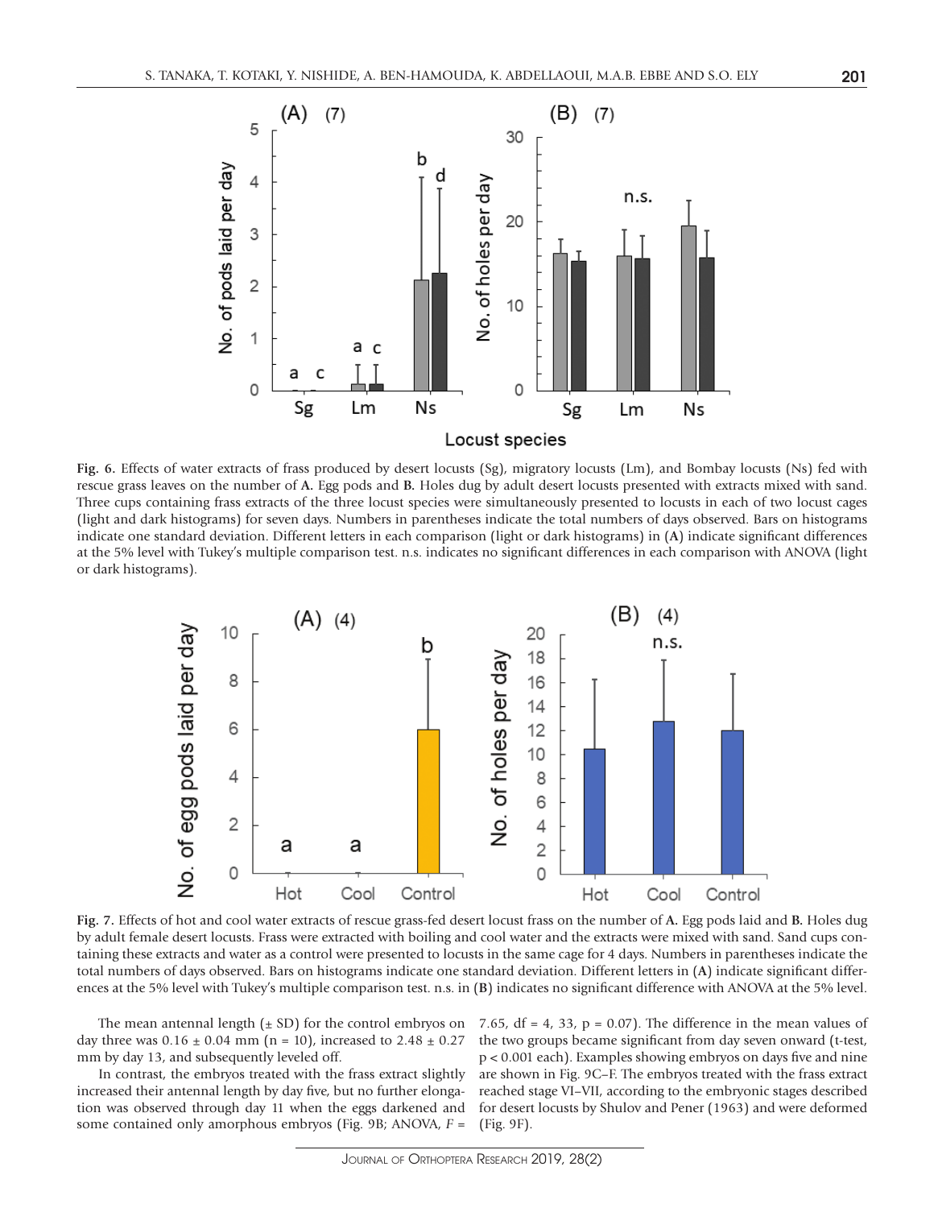**Fig. 6.** Effects of water extracts of frass produced by desert locusts (Sg), migratory locusts (Lm), and Bombay locusts (Ns) fed with rescue grass leaves on the number of **A.** Egg pods and **B.** Holes dug by adult desert locusts presented with extracts mixed with sand. Three cups containing frass extracts of the three locust species were simultaneously presented to locusts in each of two locust cages (light and dark histograms) for seven days. Numbers in parentheses indicate the total numbers of days observed. Bars on histograms indicate one standard deviation. Different letters in each comparison (light or dark histograms) in (**A**) indicate significant differences at the 5% level with Tukey's multiple comparison test. n.s. indicates no significant differences in each comparison with ANOVA (light or dark histograms).

**Fig. 7.** Effects of hot and cool water extracts of rescue grass-fed desert locust frass on the number of **A.** Egg pods laid and **B.** Holes dug by adult female desert locusts. Frass were extracted with boiling and cool water and the extracts were mixed with sand. Sand cups containing these extracts and water as a control were presented to locusts in the same cage for 4 days. Numbers in parentheses indicate the total numbers of days observed. Bars on histograms indicate one standard deviation. Different letters in (**A**) indicate significant differences at the 5% level with Tukey's multiple comparison test. n.s. in (**B**) indicates no significant difference with ANOVA at the 5% level.

The mean antennal length (± SD) for the control embryos on day three was 0.16 ± 0.04 mm (n = 10), increased to 2.48 ± 0.27 mm by day 13, and subsequently leveled off.

In contrast, the embryos treated with the frass extract slightly increased their antennal length by day five, but no further elongation was observed through day 11 when the eggs darkened and some contained only amorphous embryos (Fig. 9B; ANOVA, $F$ = 7.65, df = 4, 33, p = 0.07). The difference in the mean values of the two groups became significant from day seven onward (t-test, p < 0.001 each). Examples showing embryos on days five and nine are shown in Fig. 9C–F. The embryos treated with the frass extract reached stage VI–VII, according to the embryonic stages described for desert locusts by Shulov and Pener (1963) and were deformed (Fig. 9F).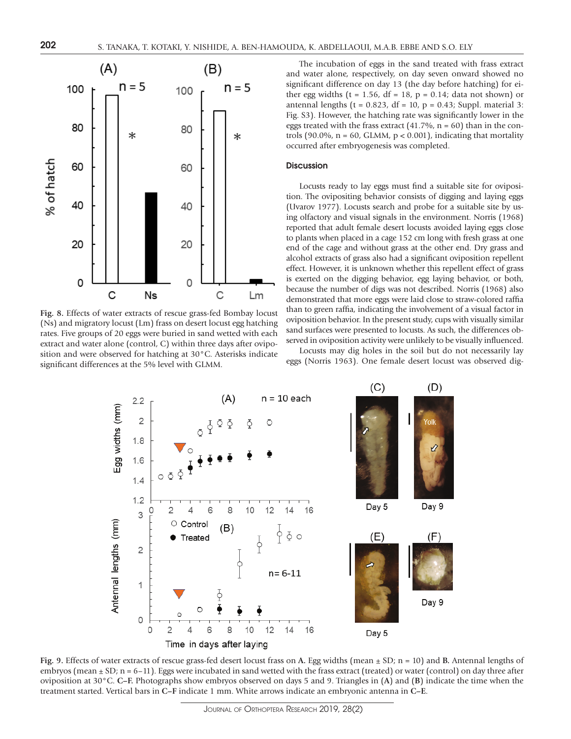Fig. 8. Effects of water extracts of rescue grass-fed Bombay locust (Ns) and migratory locust (Lm) frass on desert locust egg hatching rates. Five groups of 20 eggs were buried in sand wetted with each extract and water alone (control, C) within three days after oviposition and were observed for hatching at 30°C. Asterisks indicate significant differences at the 5% level with GLMM.

The incubation of eggs in the sand treated with frass extract and water alone, respectively, on day seven onward showed no significant difference on day 13 (the day before hatching) for either egg widths ($t = 1.56$, $df = 18$, $p = 0.14$; data not shown) or antennal lengths ($t = 0.823$, $df = 10$, $p = 0.43$; Suppl. material 3: Fig. S3). However, the hatching rate was significantly lower in the eggs treated with the frass extract (41.7%, $n = 60$) than in the controls (90.0%, $n = 60$, GLMM, $p < 0.001$), indicating that mortality occurred after embryogenesis was completed.

## Discussion

Locusts ready to lay eggs must find a suitable site for oviposition. The ovipositing behavior consists of digging and laying eggs (Uvarov 1977). Locusts search and probe for a suitable site by using olfactory and visual signals in the environment. Norris (1968) reported that adult female desert locusts avoided laying eggs close to plants when placed in a cage 152 cm long with fresh grass at one end of the cage and without grass at the other end. Dry grass and alcohol extracts of grass also had a significant oviposition repellent effect. However, it is unknown whether this repellent effect of grass is exerted on the digging behavior, egg laying behavior, or both, because the number of digs was not described. Norris (1968) also demonstrated that more eggs were laid close to straw-colored raffia than to green raffia, indicating the involvement of a visual factor in oviposition behavior. In the present study, cups with visually similar sand surfaces were presented to locusts. As such, the differences observed in oviposition activity were unlikely to be visually influenced.

Locusts may dig holes in the soil but do not necessarily lay eggs (Norris 1963). One female desert locust was observed dig-

Fig. 9. Effects of water extracts of rescue grass-fed desert locust frass on A. Egg widths (mean ± SD; n = 10) and B. Antennal lengths of embryos (mean ± SD; n = 6–11). Eggs were incubated in sand wetted with the frass extract (treated) or water (control) on day three after oviposition at 30°C. C–F. Photographs show embryos observed on days 5 and 9. Triangles in (A) and (B) indicate the time when the treatment started. Vertical bars in C–F indicate 1 mm. White arrows indicate an embryonic antenna in C–E.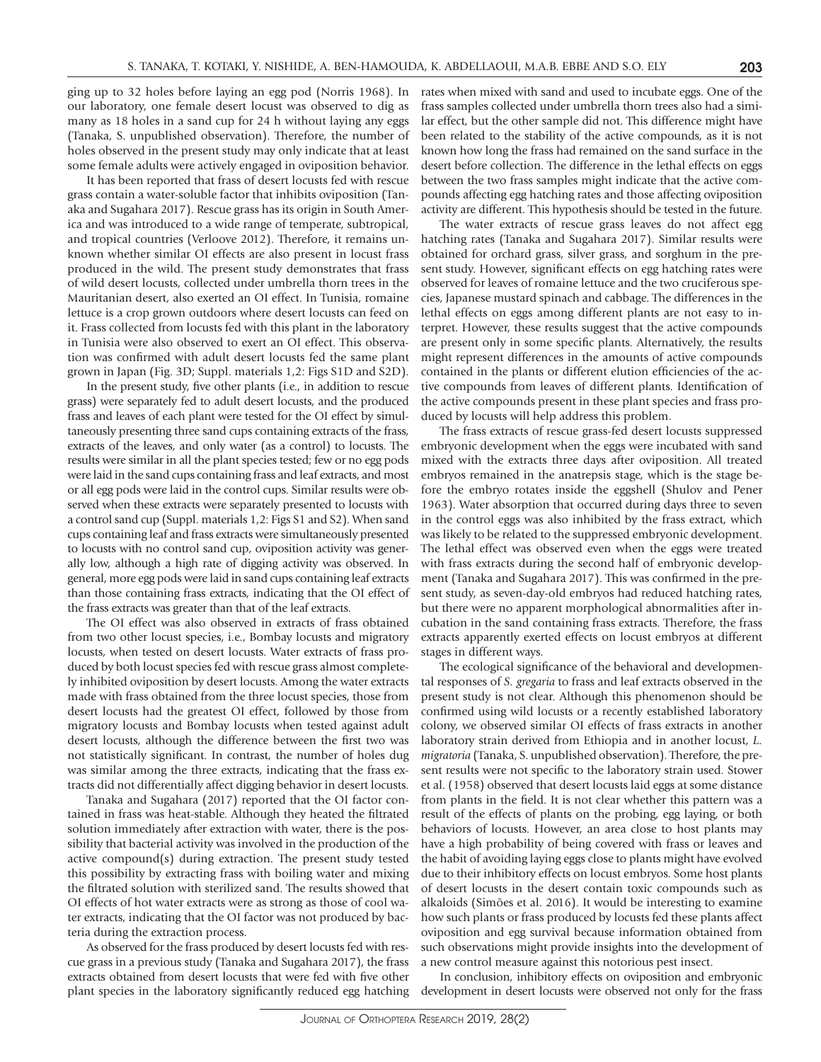ging up to 32 holes before laying an egg pod (Norris 1968). In our laboratory, one female desert locust was observed to dig as many as 18 holes in a sand cup for 24 h without laying any eggs (Tanaka, S. unpublished observation). Therefore, the number of holes observed in the present study may only indicate that at least some female adults were actively engaged in oviposition behavior.

It has been reported that frass of desert locusts fed with rescue grass contain a water-soluble factor that inhibits oviposition (Tanaka and Sugahara 2017). Rescue grass has its origin in South America and was introduced to a wide range of temperate, subtropical, and tropical countries (Verloove 2012). Therefore, it remains unknown whether similar OI effects are also present in locust frass produced in the wild. The present study demonstrates that frass of wild desert locusts, collected under umbrella thorn trees in the Mauritanian desert, also exerted an OI effect. In Tunisia, romaine lettuce is a crop grown outdoors where desert locusts can feed on it. Frass collected from locusts fed with this plant in the laboratory in Tunisia were also observed to exert an OI effect. This observation was confirmed with adult desert locusts fed the same plant grown in Japan (Fig. 3D; Suppl. materials 1,2: Figs S1D and S2D).

In the present study, five other plants (i.e., in addition to rescue grass) were separately fed to adult desert locusts, and the produced frass and leaves of each plant were tested for the OI effect by simultaneously presenting three sand cups containing extracts of the frass, extracts of the leaves, and only water (as a control) to locusts. The results were similar in all the plant species tested; few or no egg pods were laid in the sand cups containing frass and leaf extracts, and most or all egg pods were laid in the control cups. Similar results were observed when these extracts were separately presented to locusts with a control sand cup (Suppl. materials 1,2: Figs S1 and S2). When sand cups containing leaf and frass extracts were simultaneously presented to locusts with no control sand cup, oviposition activity was generally low, although a high rate of digging activity was observed. In general, more egg pods were laid in sand cups containing leaf extracts than those containing frass extracts, indicating that the OI effect of the frass extracts was greater than that of the leaf extracts.

The OI effect was also observed in extracts of frass obtained from two other locust species, i.e., Bombay locusts and migratory locusts, when tested on desert locusts. Water extracts of frass produced by both locust species fed with rescue grass almost completely inhibited oviposition by desert locusts. Among the water extracts made with frass obtained from the three locust species, those from desert locusts had the greatest OI effect, followed by those from migratory locusts and Bombay locusts when tested against adult desert locusts, although the difference between the first two was not statistically significant. In contrast, the number of holes dug was similar among the three extracts, indicating that the frass extracts did not differentially affect digging behavior in desert locusts.

Tanaka and Sugahara (2017) reported that the OI factor contained in frass was heat-stable. Although they heated the filtrated solution immediately after extraction with water, there is the possibility that bacterial activity was involved in the production of the active compound(s) during extraction. The present study tested this possibility by extracting frass with boiling water and mixing the filtrated solution with sterilized sand. The results showed that OI effects of hot water extracts were as strong as those of cool water extracts, indicating that the OI factor was not produced by bacteria during the extraction process.

As observed for the frass produced by desert locusts fed with rescue grass in a previous study (Tanaka and Sugahara 2017), the frass extracts obtained from desert locusts that were fed with five other plant species in the laboratory significantly reduced egg hatching rates when mixed with sand and used to incubate eggs. One of the frass samples collected under umbrella thorn trees also had a similar effect, but the other sample did not. This difference might have been related to the stability of the active compounds, as it is not known how long the frass had remained on the sand surface in the desert before collection. The difference in the lethal effects on eggs between the two frass samples might indicate that the active compounds affecting egg hatching rates and those affecting oviposition activity are different. This hypothesis should be tested in the future.

The water extracts of rescue grass leaves do not affect egg hatching rates (Tanaka and Sugahara 2017). Similar results were obtained for orchard grass, silver grass, and sorghum in the present study. However, significant effects on egg hatching rates were observed for leaves of romaine lettuce and the two cruciferous species, Japanese mustard spinach and cabbage. The differences in the lethal effects on eggs among different plants are not easy to interpret. However, these results suggest that the active compounds are present only in some specific plants. Alternatively, the results might represent differences in the amounts of active compounds contained in the plants or different elution efficiencies of the active compounds from leaves of different plants. Identification of the active compounds present in these plant species and frass produced by locusts will help address this problem.

The frass extracts of rescue grass-fed desert locusts suppressed embryonic development when the eggs were incubated with sand mixed with the extracts three days after oviposition. All treated embryos remained in the anatrepsis stage, which is the stage before the embryo rotates inside the eggshell (Shulov and Pener 1963). Water absorption that occurred during days three to seven in the control eggs was also inhibited by the frass extract, which was likely to be related to the suppressed embryonic development. The lethal effect was observed even when the eggs were treated with frass extracts during the second half of embryonic development (Tanaka and Sugahara 2017). This was confirmed in the present study, as seven-day-old embryos had reduced hatching rates, but there were no apparent morphological abnormalities after incubation in the sand containing frass extracts. Therefore, the frass extracts apparently exerted effects on locust embryos at different stages in different ways.

The ecological significance of the behavioral and developmental responses of *S. gregaria* to frass and leaf extracts observed in the present study is not clear. Although this phenomenon should be confirmed using wild locusts or a recently established laboratory colony, we observed similar OI effects of frass extracts in another laboratory strain derived from Ethiopia and in another locust, *L. migratoria* (Tanaka, S. unpublished observation). Therefore, the present results were not specific to the laboratory strain used. Stower et al. (1958) observed that desert locusts laid eggs at some distance from plants in the field. It is not clear whether this pattern was a result of the effects of plants on the probing, egg laying, or both behaviors of locusts. However, an area close to host plants may have a high probability of being covered with frass or leaves and the habit of avoiding laying eggs close to plants might have evolved due to their inhibitory effects on locust embryos. Some host plants of desert locusts in the desert contain toxic compounds such as alkaloids (Simões et al. 2016). It would be interesting to examine how such plants or frass produced by locusts fed these plants affect oviposition and egg survival because information obtained from such observations might provide insights into the development of a new control measure against this notorious pest insect.

In conclusion, inhibitory effects on oviposition and embryonic development in desert locusts were observed not only for the frass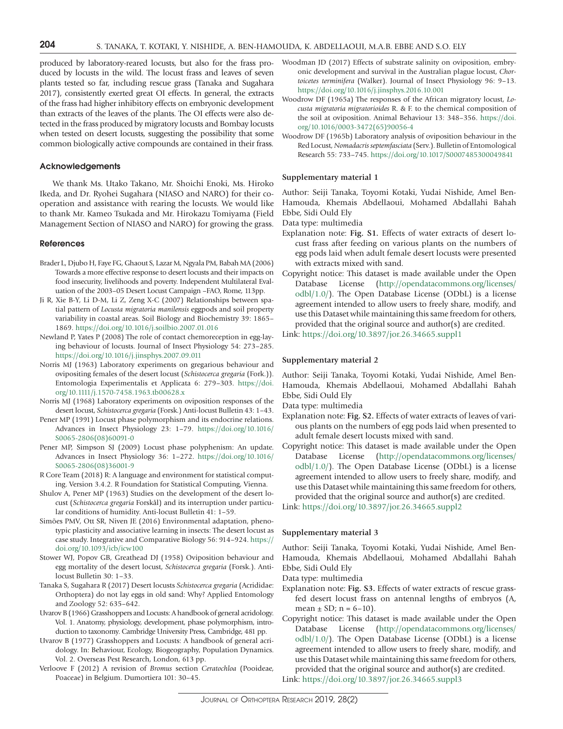produced by laboratory-reared locusts, but also for the frass produced by locusts in the wild. The locust frass and leaves of seven plants tested so far, including rescue grass (Tanaka and Sugahara 2017), consistently exerted great OI effects. In general, the extracts of the frass had higher inhibitory effects on embryonic development than extracts of the leaves of the plants. The OI effects were also detected in the frass produced by migratory locusts and Bombay locusts when tested on desert locusts, suggesting the possibility that some common biologically active compounds are contained in their frass.

## Acknowledgements

We thank Ms. Utako Takano, Mr. Shoichi Enoki, Ms. Hiroko Ikeda, and Dr. Ryohei Sugahara (NIASO and NARO) for their cooperation and assistance with rearing the locusts. We would like to thank Mr. Kameo Tsukada and Mr. Hirokazu Tomiyama (Field Management Section of NIASO and NARO) for growing the grass.

## References

Brader L, Djubo H, Faye FG, Ghaout S, Lazar M, Ngyala PM, Babah MA (2006) Towards a more effective response to desert locusts and their impacts on food insecurity, livelihoods and poverty. Independent Multilateral Evaluation of the 2003–05 Desert Locust Campaign –FAO, Rome, 113pp.

Ji R, Xie B-Y, Li D-M, Li Z, Zeng X-C (2007) Relationships between spatial pattern of *Locusta migratoria manilensis* eggpods and soil property variability in coastal areas. Soil Biology and Biochemistry 39: 1865–1869. https://doi.org/10.1016/j.soilbio.2007.01.016

Newland P, Yates P (2008) The role of contact chemoreception in egg-laying behaviour of locusts. Journal of Insect Physiology 54: 273–285. https://doi.org/10.1016/j.jinsphys.2007.09.011

Norris MJ (1963) Laboratory experiments on gregarious behaviour and ovipositing females of the desert locust (*Schistocerca gregaria* (Fork.)). Entomologia Experimentalis et Applicata 6: 279–303. https://doi.org/10.1111/j.1570-7458.1963.tb00628.x

Norris MJ (1968) Laboratory experiments on oviposition responses of the desert locust, *Schistocerca gregaria* (Forsk.) Anti-locust Bulletin 43: 1–43.

Pener MP (1991) Locust phase polymorphism and its endocrine relations. Advances in Insect Physiology 23: 1–79. https://doi.org/10.1016/S0065-2806(08)60091-0

Pener MP, Simpson SJ (2009) Locust phase polyphenism: An update. Advances in Insect Physiology 36: 1–272. https://doi.org/10.1016/S0065-2806(08)36001-9

R Core Team (2018) R: A language and environment for statistical computing. Version 3.4.2. R Foundation for Statistical Computing, Vienna.

Shulov A, Pener MP (1963) Studies on the development of the desert locust (*Schistocerca gregaria* Forskål) and its interruption under particular conditions of humidity. Anti-locust Bulletin 41: 1–59.

Simões PMV, Ott SR, Niven JE (2016) Environmental adaptation, phenotypic plasticity and associative learning in insects: The desert locust as case study. Integrative and Comparative Biology 56: 914–924. https://doi.org/10.1093/icb/icw100

Stower WJ, Popov GB, Greathead DJ (1958) Oviposition behaviour and egg mortality of the desert locust, *Schistocerca gregaria* (Forsk.). Anti-locust Bulletin 30: 1–33.

Tanaka S, Sugahara R (2017) Desert locusts *Schistocerca gregaria* (Acrididae: Orthoptera) do not lay eggs in old sand: Why? Applied Entomology and Zoology 52: 635–642.

Uvarov B (1966) Grasshoppers and Locusts: A handbook of general acridology. Vol. 1. Anatomy, physiology, development, phase polymorphism, introduction to taxonomy. Cambridge University Press, Cambridge, 481 pp.

Uvarov B (1977) Grasshoppers and Locusts: A handbook of general acridology. In: Behaviour, Ecology, Biogeography, Population Dynamics. Vol. 2. Overseas Pest Research, London, 613 pp.

Verloove F (2012) A revision of *Bromus* section *Ceratochloa* (Pooideae, Poaceae) in Belgium. Dumortiera 101: 30–45.

Woodman JD (2017) Effects of substrate salinity on oviposition, embryonic development and survival in the Australian plague locust, *Chortoicetes terminifera* (Walker). Journal of Insect Physiology 96: 9–13. https://doi.org/10.1016/j.jinsphys.2016.10.001

Woodrow DF (1965a) The responses of the African migratory locust, *Locusta migratoria migratorioides* R. & F. to the chemical composition of the soil at oviposition. Animal Behaviour 13: 348–356. https://doi.org/10.1016/0003-3472(65)90056-4

Woodrow DF (1965b) Laboratory analysis of oviposition behaviour in the Red Locust, *Nomadacris septemfasciata* (Serv.). Bulletin of Entomological Research 55: 733–745. https://doi.org/10.1017/S0007485300049841

### Supplementary material 1

Author: Seiji Tanaka, Toyomi Kotaki, Yudai Nishide, Amel Ben-Hamouda, Khemais Abdellaoui, Mohamed Abdallahi Bahah Ebbe, Sidi Ould Ely

Data type: multimedia

Explanation note: **Fig. S1.** Effects of water extracts of desert locust frass after feeding on various plants on the numbers of egg pods laid when adult female desert locusts were presented with extracts mixed with sand.

Copyright notice: This dataset is made available under the Open Database License (http://opendatacommons.org/licenses/odbl/1.0/). The Open Database License (ODbL) is a license agreement intended to allow users to freely share, modify, and use this Dataset while maintaining this same freedom for others, provided that the original source and author(s) are credited.

Link: https://doi.org/10.3897/jor.26.34665.suppl1

### Supplementary material 2

Author: Seiji Tanaka, Toyomi Kotaki, Yudai Nishide, Amel Ben-Hamouda, Khemais Abdellaoui, Mohamed Abdallahi Bahah Ebbe, Sidi Ould Ely

Data type: multimedia

Explanation note: **Fig. S2.** Effects of water extracts of leaves of various plants on the numbers of egg pods laid when presented to adult female desert locusts mixed with sand.

Copyright notice: This dataset is made available under the Open Database License (http://opendatacommons.org/licenses/odbl/1.0/). The Open Database License (ODbL) is a license agreement intended to allow users to freely share, modify, and use this Dataset while maintaining this same freedom for others, provided that the original source and author(s) are credited.

Link: https://doi.org/10.3897/jor.26.34665.suppl2

### Supplementary material 3

Author: Seiji Tanaka, Toyomi Kotaki, Yudai Nishide, Amel Ben-Hamouda, Khemais Abdellaoui, Mohamed Abdallahi Bahah Ebbe, Sidi Ould Ely

Data type: multimedia

Explanation note: **Fig. S3.** Effects of water extracts of rescue grass-fed desert locust frass on antennal lengths of embryos (A, mean ± SD; n = 6–10).

Copyright notice: This dataset is made available under the Open Database License (http://opendatacommons.org/licenses/odbl/1.0/). The Open Database License (ODbL) is a license agreement intended to allow users to freely share, modify, and use this Dataset while maintaining this same freedom for others, provided that the original source and author(s) are credited.

Link: https://doi.org/10.3897/jor.26.34665.suppl3